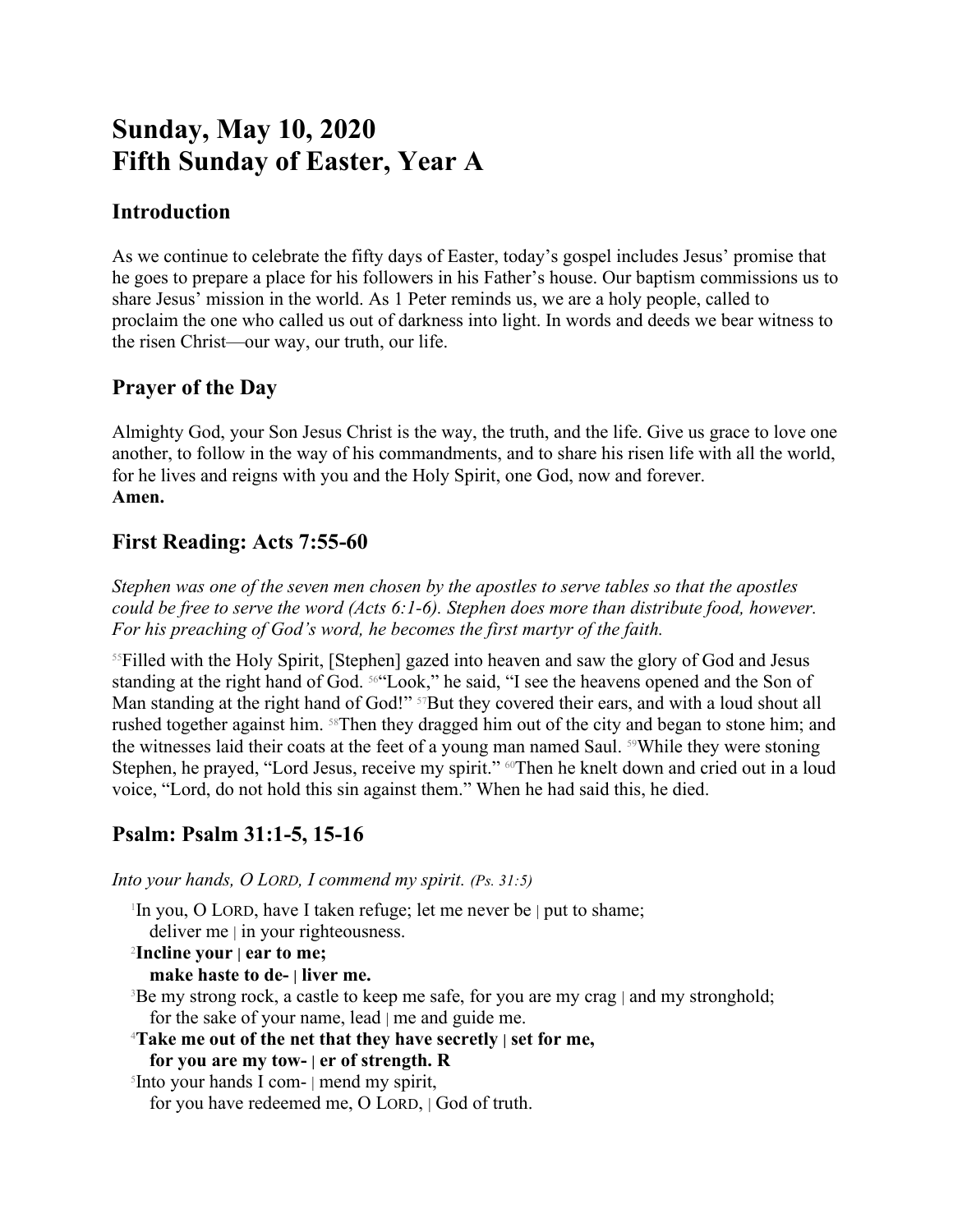# Sunday, May 10, 2020
# Fifth Sunday of Easter, Year A

## Introduction

As we continue to celebrate the fifty days of Easter, today's gospel includes Jesus' promise that he goes to prepare a place for his followers in his Father's house. Our baptism commissions us to share Jesus' mission in the world. As 1 Peter reminds us, we are a holy people, called to proclaim the one who called us out of darkness into light. In words and deeds we bear witness to the risen Christ—our way, our truth, our life.

## Prayer of the Day

Almighty God, your Son Jesus Christ is the way, the truth, and the life. Give us grace to love one another, to follow in the way of his commandments, and to share his risen life with all the world, for he lives and reigns with you and the Holy Spirit, one God, now and forever.
**Amen.**

## First Reading: Acts 7:55-60

*Stephen was one of the seven men chosen by the apostles to serve tables so that the apostles could be free to serve the word (Acts 6:1-6). Stephen does more than distribute food, however. For his preaching of God's word, he becomes the first martyr of the faith.*

[55]Filled with the Holy Spirit, [Stephen] gazed into heaven and saw the glory of God and Jesus standing at the right hand of God. [56]"Look," he said, "I see the heavens opened and the Son of Man standing at the right hand of God!" [57]But they covered their ears, and with a loud shout all rushed together against him. [58]Then they dragged him out of the city and began to stone him; and the witnesses laid their coats at the feet of a young man named Saul. [59]While they were stoning Stephen, he prayed, "Lord Jesus, receive my spirit." [60]Then he knelt down and cried out in a loud voice, "Lord, do not hold this sin against them." When he had said this, he died.

## Psalm: Psalm 31:1-5, 15-16

*Into your hands, O LORD, I commend my spirit. (Ps. 31:5)*

[1]In you, O LORD, have I taken refuge; let me never be | put to shame;
deliver me | in your righteousness.
[2]**Incline your | ear to me;**
**make haste to de- | liver me.**
[3]Be my strong rock, a castle to keep me safe, for you are my crag | and my stronghold;
for the sake of your name, lead | me and guide me.
[4]**Take me out of the net that they have secretly | set for me,**
**for you are my tow- | er of strength. R**
[5]Into your hands I com- | mend my spirit,
for you have redeemed me, O LORD, | God of truth.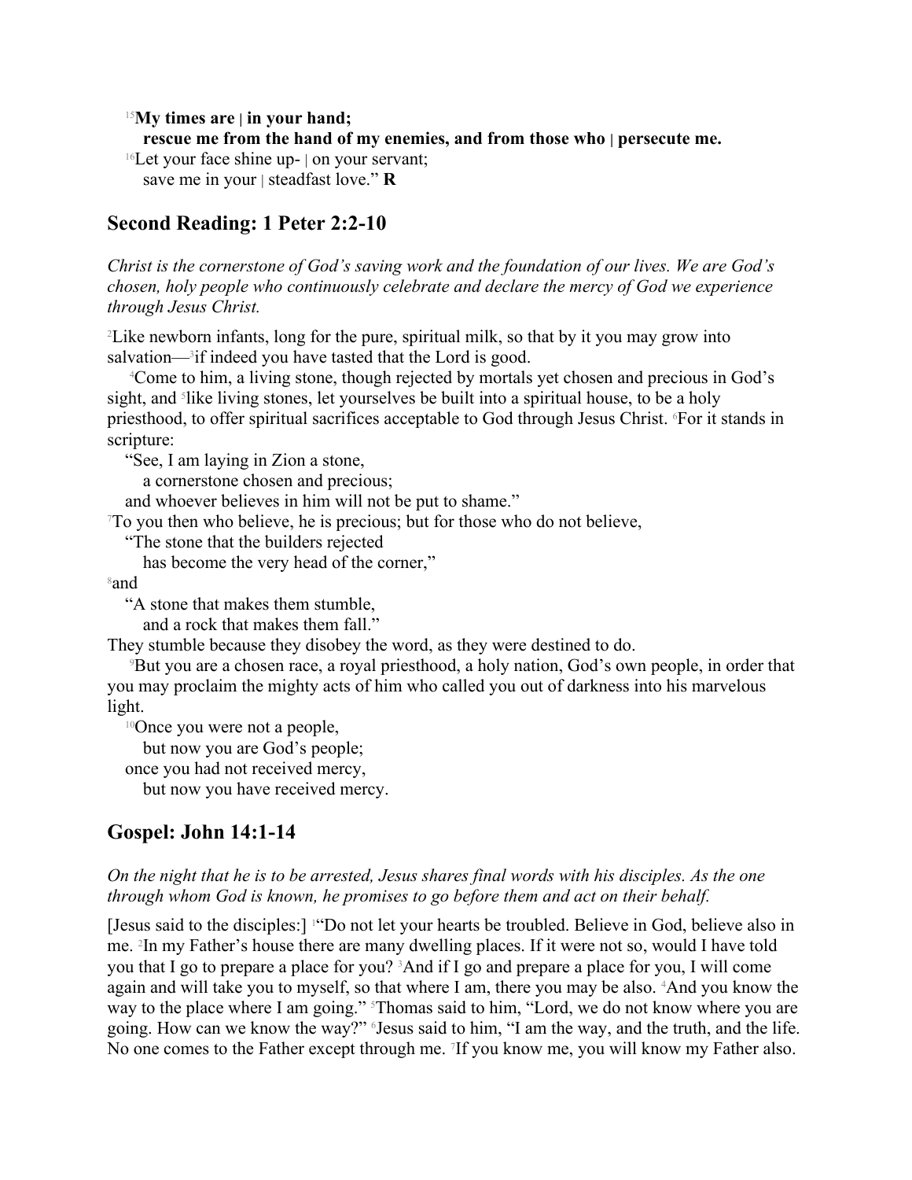[15]**My times are | in your hand;**
**rescue me from the hand of my enemies, and from those who | persecute me.**
[16]Let your face shine up- | on your servant;
save me in your | steadfast love." **R**

## Second Reading: 1 Peter 2:2-10

*Christ is the cornerstone of God's saving work and the foundation of our lives. We are God's chosen, holy people who continuously celebrate and declare the mercy of God we experience through Jesus Christ.*

[2]Like newborn infants, long for the pure, spiritual milk, so that by it you may grow into salvation—[3]if indeed you have tasted that the Lord is good.

[4]Come to him, a living stone, though rejected by mortals yet chosen and precious in God's sight, and [5]like living stones, let yourselves be built into a spiritual house, to be a holy priesthood, to offer spiritual sacrifices acceptable to God through Jesus Christ. [6]For it stands in scripture:

"See, I am laying in Zion a stone,
a cornerstone chosen and precious;
and whoever believes in him will not be put to shame."

[7]To you then who believe, he is precious; but for those who do not believe,

"The stone that the builders rejected
has become the very head of the corner,"

[8]and

"A stone that makes them stumble,
and a rock that makes them fall."

They stumble because they disobey the word, as they were destined to do.

[9]But you are a chosen race, a royal priesthood, a holy nation, God's own people, in order that you may proclaim the mighty acts of him who called you out of darkness into his marvelous light.

[10]Once you were not a people,
but now you are God's people;
once you had not received mercy,
but now you have received mercy.

## Gospel: John 14:1-14

*On the night that he is to be arrested, Jesus shares final words with his disciples. As the one through whom God is known, he promises to go before them and act on their behalf.*

[Jesus said to the disciples:] [1]"Do not let your hearts be troubled. Believe in God, believe also in me. [2]In my Father's house there are many dwelling places. If it were not so, would I have told you that I go to prepare a place for you? [3]And if I go and prepare a place for you, I will come again and will take you to myself, so that where I am, there you may be also. [4]And you know the way to the place where I am going." [5]Thomas said to him, "Lord, we do not know where you are going. How can we know the way?" [6]Jesus said to him, "I am the way, and the truth, and the life. No one comes to the Father except through me. [7]If you know me, you will know my Father also.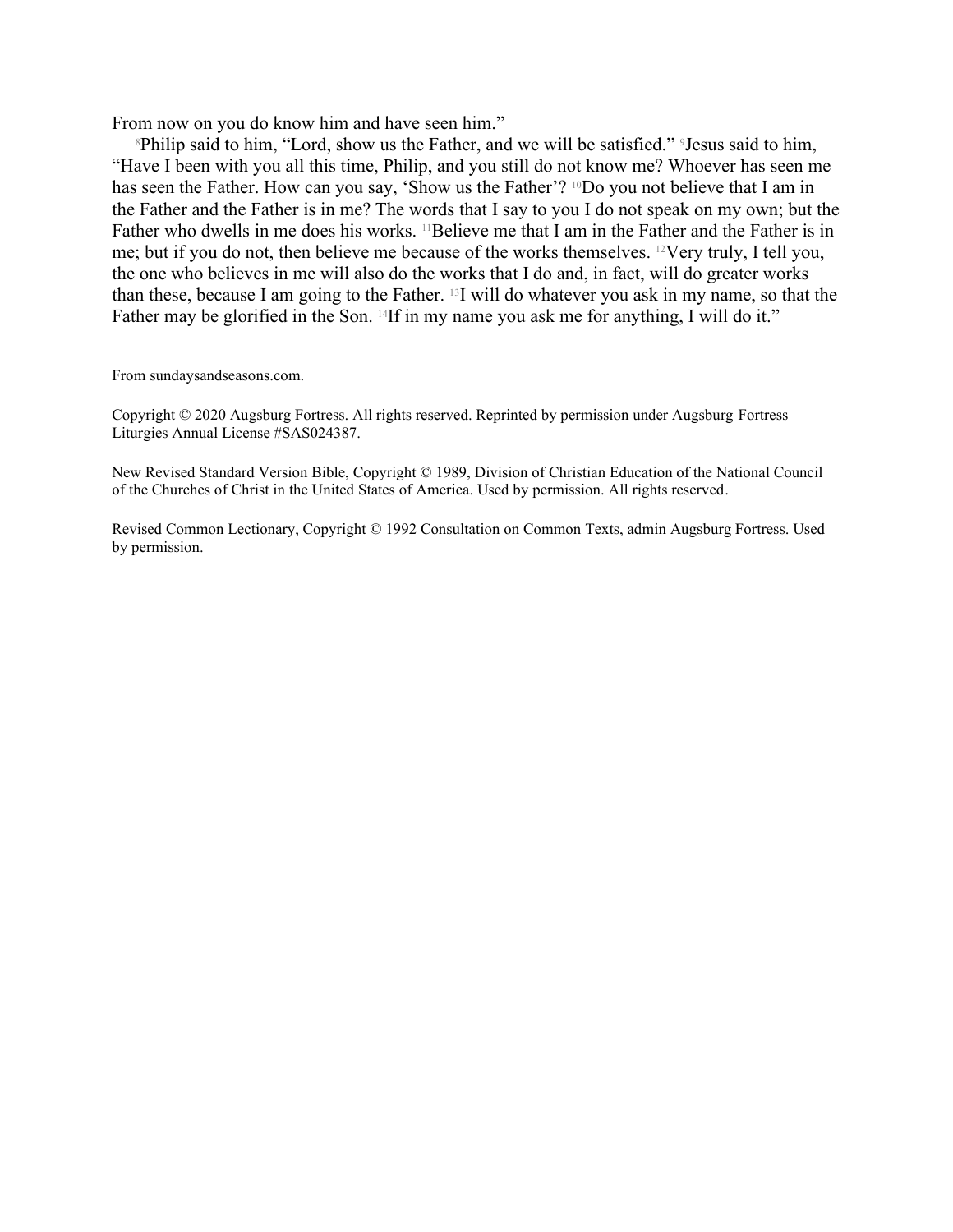From now on you do know him and have seen him."

[8]Philip said to him, "Lord, show us the Father, and we will be satisfied." [9]Jesus said to him, "Have I been with you all this time, Philip, and you still do not know me? Whoever has seen me has seen the Father. How can you say, 'Show us the Father'? [10]Do you not believe that I am in the Father and the Father is in me? The words that I say to you I do not speak on my own; but the Father who dwells in me does his works. [11]Believe me that I am in the Father and the Father is in me; but if you do not, then believe me because of the works themselves. [12]Very truly, I tell you, the one who believes in me will also do the works that I do and, in fact, will do greater works than these, because I am going to the Father. [13]I will do whatever you ask in my name, so that the Father may be glorified in the Son. [14]If in my name you ask me for anything, I will do it."

From sundaysandseasons.com.

Copyright © 2020 Augsburg Fortress. All rights reserved. Reprinted by permission under Augsburg Fortress Liturgies Annual License #SAS024387.

New Revised Standard Version Bible, Copyright © 1989, Division of Christian Education of the National Council of the Churches of Christ in the United States of America. Used by permission. All rights reserved.

Revised Common Lectionary, Copyright © 1992 Consultation on Common Texts, admin Augsburg Fortress. Used by permission.